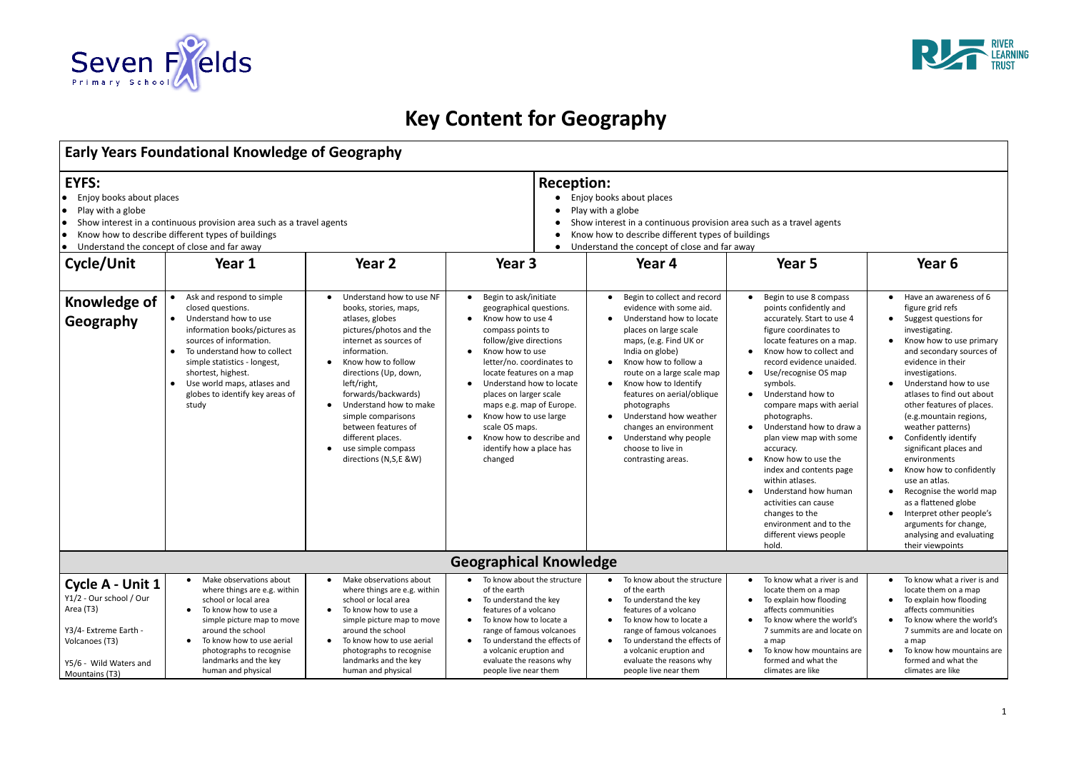# Key Content for Geography

## Early Years Foundational Knowledge of Geography

**EYFS:**

- Enjoy books about places
- Play with a globe
- Show interest in a continuous provision area such as a travel agents
- Know how to describe different types of buildings
- Understand the concept of close and far away

**Reception:**

- Enjoy books about places
- Play with a globe
- Show interest in a continuous provision area such as a travel agents
- Know how to describe different types of buildings
- Understand the concept of close and far away

| Cycle/Unit | Year 1 | Year 2 | Year 3 | Year 4 | Year 5 | Year 6 |
|---|---|---|---|---|---|---|
| **Knowledge of Geography** | • Ask and respond to simple closed questions.<br>• Understand how to use information books/pictures as sources of information.<br>• To understand how to collect simple statistics - longest, shortest, highest.<br>• Use world maps, atlases and globes to identify key areas of study | • Understand how to use NF books, stories, maps, atlases, globes pictures/photos and the internet as sources of information.<br>• Know how to follow directions (Up, down, left/right, forwards/backwards)<br>• Understand how to make simple comparisons between features of different places.<br>• use simple compass directions (N,S,E &W) | • Begin to ask/initiate geographical questions.<br>• Know how to use 4 compass points to follow/give directions<br>• Know how to use letter/no. coordinates to locate features on a map<br>• Understand how to locate places on larger scale maps e.g. map of Europe.<br>• Know how to use large scale OS maps.<br>• Know how to describe and identify how a place has changed | • Begin to collect and record evidence with some aid.<br>• Understand how to locate places on large scale maps, (e.g. Find UK or India on globe)<br>• Know how to follow a route on a large scale map<br>• Know how to Identify features on aerial/oblique photographs<br>• Understand how weather changes an environment<br>• Understand why people choose to live in contrasting areas. | • Begin to use 8 compass points confidently and accurately. Start to use 4 figure coordinates to locate features on a map.<br>• Know how to collect and record evidence unaided.<br>• Use/recognise OS map symbols.<br>• Understand how to compare maps with aerial photographs.<br>• Understand how to draw a plan view map with some accuracy.<br>• Know how to use the index and contents page within atlases.<br>• Understand how human activities can cause changes to the environment and to the different views people hold. | • Have an awareness of 6 figure grid refs<br>• Suggest questions for investigating.<br>• Know how to use primary and secondary sources of evidence in their investigations.<br>• Understand how to use atlases to find out about other features of places. (e.g.mountain regions, weather patterns)<br>• Confidently identify significant places and environments<br>• Know how to confidently use an atlas.<br>• Recognise the world map as a flattened globe<br>• Interpret other people's arguments for change, analysing and evaluating their viewpoints |
| **Geographical Knowledge** | | | | | | |
| **Cycle A - Unit 1**<br>Y1/2 - Our school / Our Area (T3)<br><br>Y3/4- Extreme Earth - Volcanoes (T3)<br><br>Y5/6 - Wild Waters and Mountains (T3) | • Make observations about where things are e.g. within school or local area<br>• To know how to use a simple picture map to move around the school<br>• To know how to use aerial photographs to recognise landmarks and the key human and physical | • Make observations about where things are e.g. within school or local area<br>• To know how to use a simple picture map to move around the school<br>• To know how to use aerial photographs to recognise landmarks and the key human and physical | • To know about the structure of the earth<br>• To understand the key features of a volcano<br>• To know how to locate a range of famous volcanoes<br>• To understand the effects of a volcanic eruption and evaluate the reasons why people live near them | • To know about the structure of the earth<br>• To understand the key features of a volcano<br>• To know how to locate a range of famous volcanoes<br>• To understand the effects of a volcanic eruption and evaluate the reasons why people live near them | • To know what a river is and locate them on a map<br>• To explain how flooding affects communities<br>• To know where the world's 7 summits are and locate on a map<br>• To know how mountains are formed and what the climates are like | • To know what a river is and locate them on a map<br>• To explain how flooding affects communities<br>• To know where the world's 7 summits are and locate on a map<br>• To know how mountains are formed and what the climates are like |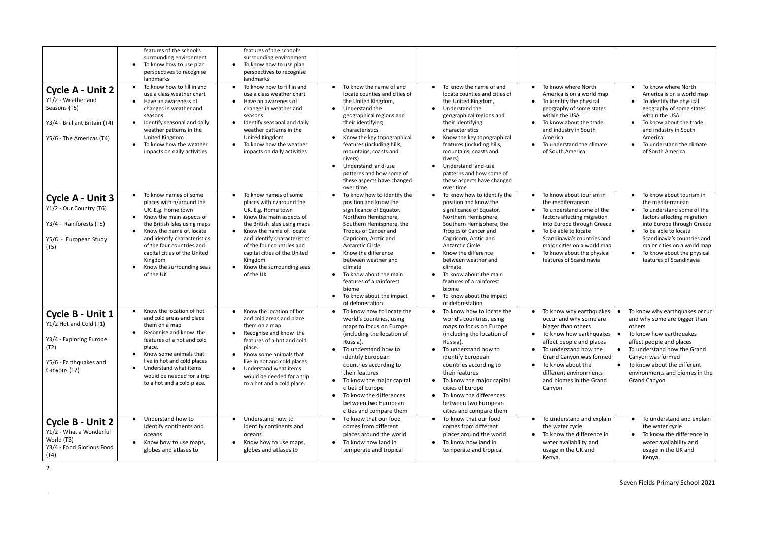| | | | | | | |
|---|---|---|---|---|---|---|
| | features of the school's surrounding environment<br>• To know how to use plan perspectives to recognise landmarks | features of the school's surrounding environment<br>• To know how to use plan perspectives to recognise landmarks | | | | |
| **Cycle A - Unit 2**<br>Y1/2 - Weather and Seasons (T5)<br><br>Y3/4 - Brilliant Britain (T4)<br><br>Y5/6 - The Americas (T4) | • To know how to fill in and use a class weather chart<br>• Have an awareness of changes in weather and seasons<br>• Identify seasonal and daily weather patterns in the United Kingdom<br>• To know how the weather impacts on daily activities | • To know how to fill in and use a class weather chart<br>• Have an awareness of changes in weather and seasons<br>• Identify seasonal and daily weather patterns in the United Kingdom<br>• To know how the weather impacts on daily activities | • To know the name of and locate counties and cities of the United Kingdom,<br>• Understand the geographical regions and their identifying characteristics<br>• Know the key topographical features (including hills, mountains, coasts and rivers)<br>• Understand land-use patterns and how some of these aspects have changed over time | • To know the name of and locate counties and cities of the United Kingdom,<br>• Understand the geographical regions and their identifying characteristics<br>• Know the key topographical features (including hills, mountains, coasts and rivers)<br>• Understand land-use patterns and how some of these aspects have changed over time | • To know where North America is on a world map<br>• To identify the physical geography of some states within the USA<br>• To know about the trade and industry in South America<br>• To understand the climate of South America | • To know where North America is on a world map<br>• To identify the physical geography of some states within the USA<br>• To know about the trade and industry in South America<br>• To understand the climate of South America |
| **Cycle A - Unit 3**<br>Y1/2 - Our Country (T6)<br><br>Y3/4 - Rainforests (T5)<br><br>Y5/6 - European Study (T5) | • To know names of some places within/around the UK. E.g. Home town<br>• Know the main aspects of the British Isles using maps<br>• Know the name of, locate and identify characteristics of the four countries and capital cities of the United Kingdom<br>• Know the surrounding seas of the UK | • To know names of some places within/around the UK. E.g. Home town<br>• Know the main aspects of the British Isles using maps<br>• Know the name of, locate and identify characteristics of the four countries and capital cities of the United Kingdom<br>• Know the surrounding seas of the UK | • To know how to identify the position and know the significance of Equator, Northern Hemisphere, Southern Hemisphere, the Tropics of Cancer and Capricorn, Arctic and Antarctic Circle<br>• Know the difference between weather and climate<br>• To know about the main features of a rainforest biome<br>• To know about the impact of deforestation | • To know how to identify the position and know the significance of Equator, Northern Hemisphere, Southern Hemisphere, the Tropics of Cancer and Capricorn, Arctic and Antarctic Circle<br>• Know the difference between weather and climate<br>• To know about the main features of a rainforest biome<br>• To know about the impact of deforestation | • To know about tourism in the mediterranean<br>• To understand some of the factors affecting migration into Europe through Greece<br>• To be able to locate Scandinavia's countries and major cities on a world map<br>• To know about the physical features of Scandinavia | • To know about tourism in the mediterranean<br>• To understand some of the factors affecting migration into Europe through Greece<br>• To be able to locate Scandinavia's countries and major cities on a world map<br>• To know about the physical features of Scandinavia |
| **Cycle B - Unit 1**<br>Y1/2 Hot and Cold (T1)<br><br>Y3/4 - Exploring Europe (T2)<br><br>Y5/6 - Earthquakes and Canyons (T2) | • Know the location of hot and cold areas and place them on a map<br>• Recognise and know the features of a hot and cold place.<br>• Know some animals that live in hot and cold places<br>• Understand what items would be needed for a trip to a hot and a cold place. | • Know the location of hot and cold areas and place them on a map<br>• Recognise and know the features of a hot and cold place.<br>• Know some animals that live in hot and cold places<br>• Understand what items would be needed for a trip to a hot and a cold place. | • To know how to locate the world's countries, using maps to focus on Europe (including the location of Russia).<br>• To understand how to identify European countries according to their features<br>• To know the major capital cities of Europe<br>• To know the differences between two European cities and compare them | • To know how to locate the world's countries, using maps to focus on Europe (including the location of Russia).<br>• To understand how to identify European countries according to their features<br>• To know the major capital cities of Europe<br>• To know the differences between two European cities and compare them | • To know why earthquakes occur and why some are bigger than others<br>• To know how earthquakes affect people and places<br>• To understand how the Grand Canyon was formed<br>• To know about the different environments and biomes in the Grand Canyon | • To know why earthquakes occur and why some are bigger than others<br>• To know how earthquakes affect people and places<br>• To understand how the Grand Canyon was formed<br>• To know about the different environments and biomes in the Grand Canyon |
| **Cycle B - Unit 2**<br>Y1/2 - What a Wonderful World (T3)<br>Y3/4 - Food Glorious Food (T4) | • Understand how to Identify continents and oceans<br>• Know how to use maps, globes and atlases to | • Understand how to Identify continents and oceans<br>• Know how to use maps, globes and atlases to | • To know that our food comes from different places around the world<br>• To know how land in temperate and tropical | • To know that our food comes from different places around the world<br>• To know how land in temperate and tropical | • To understand and explain the water cycle<br>• To know the difference in water availability and usage in the UK and Kenya. | • To understand and explain the water cycle<br>• To know the difference in water availability and usage in the UK and Kenya. |

Seven Fields Primary School 2021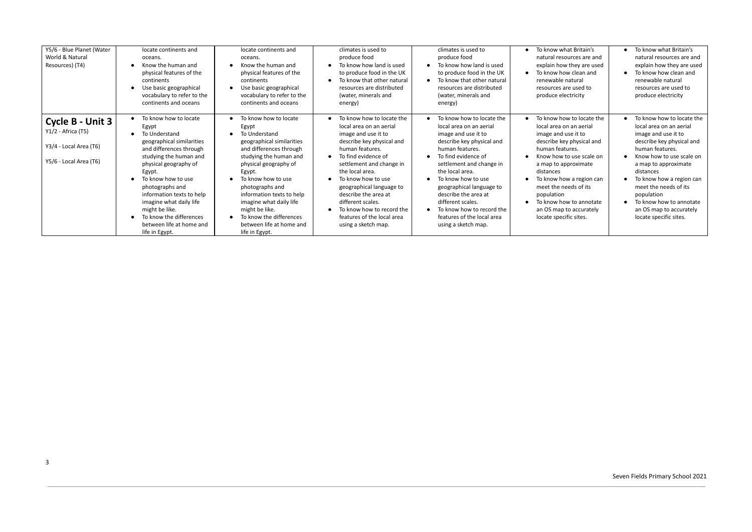| | | | | | | |
|---|---|---|---|---|---|---|
| Y5/6 - Blue Planet (Water World & Natural Resources) (T4) | locate continents and oceans.<br>• Know the human and physical features of the continents<br>• Use basic geographical vocabulary to refer to the continents and oceans | locate continents and oceans.<br>• Know the human and physical features of the continents<br>• Use basic geographical vocabulary to refer to the continents and oceans | climates is used to produce food<br>• To know how land is used to produce food in the UK<br>• To know that other natural resources are distributed (water, minerals and energy) | climates is used to produce food<br>• To know how land is used to produce food in the UK<br>• To know that other natural resources are distributed (water, minerals and energy) | • To know what Britain's natural resources are and explain how they are used<br>• To know how clean and renewable natural resources are used to produce electricity | • To know what Britain's natural resources are and explain how they are used<br>• To know how clean and renewable natural resources are used to produce electricity |
| **Cycle B - Unit 3**<br>Y1/2 - Africa (T5)<br>Y3/4 - Local Area (T6)<br>Y5/6 - Local Area (T6) | • To know how to locate Egypt<br>• To Understand geographical similarities and differences through studying the human and physical geography of Egypt.<br>• To know how to use photographs and information texts to help imagine what daily life might be like.<br>• To know the differences between life at home and life in Egypt. | • To know how to locate Egypt<br>• To Understand geographical similarities and differences through studying the human and physical geography of Egypt.<br>• To know how to use photographs and information texts to help imagine what daily life might be like.<br>• To know the differences between life at home and life in Egypt. | • To know how to locate the local area on an aerial image and use it to describe key physical and human features.<br>• To find evidence of settlement and change in the local area.<br>• To know how to use geographical language to describe the area at different scales.<br>• To know how to record the features of the local area using a sketch map. | • To know how to locate the local area on an aerial image and use it to describe key physical and human features.<br>• To find evidence of settlement and change in the local area.<br>• To know how to use geographical language to describe the area at different scales.<br>• To know how to record the features of the local area using a sketch map. | • To know how to locate the local area on an aerial image and use it to describe key physical and human features.<br>• Know how to use scale on a map to approximate distances<br>• To know how a region can meet the needs of its population<br>• To know how to annotate an OS map to accurately locate specific sites. | • To know how to locate the local area on an aerial image and use it to describe key physical and human features.<br>• Know how to use scale on a map to approximate distances<br>• To know how a region can meet the needs of its population<br>• To know how to annotate an OS map to accurately locate specific sites. |

Seven Fields Primary School 2021